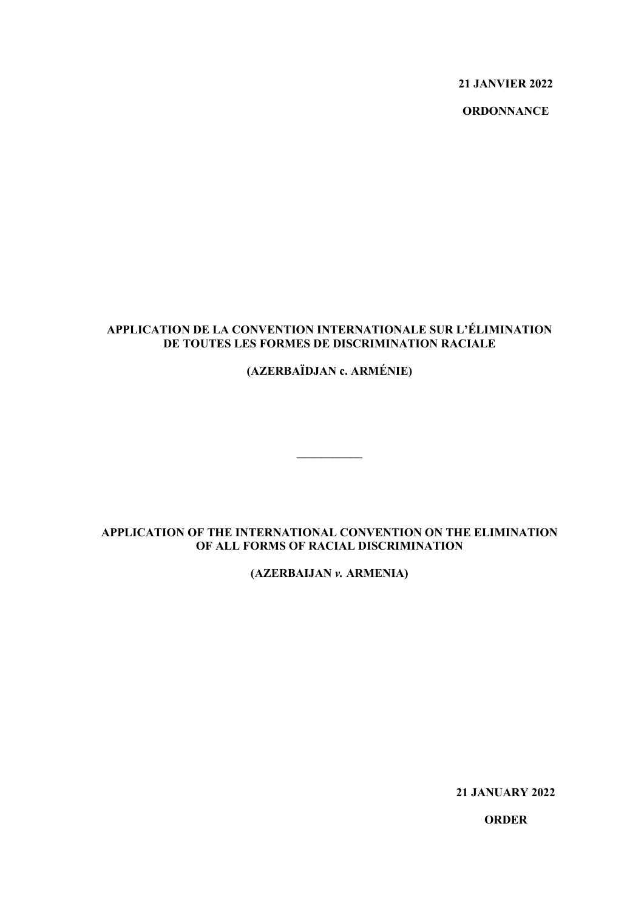**21 JANVIER 2022**

**ORDONNANCE**

**APPLICATION DE LA CONVENTION INTERNATIONALE SUR L'ÉLIMINATION DE TOUTES LES FORMES DE DISCRIMINATION RACIALE**

**(AZERBAÏDJAN c. ARMÉNIE)**

---

**APPLICATION OF THE INTERNATIONAL CONVENTION ON THE ELIMINATION OF ALL FORMS OF RACIAL DISCRIMINATION**

**(AZERBAIJAN *v.* ARMENIA)**

**21 JANUARY 2022**

**ORDER**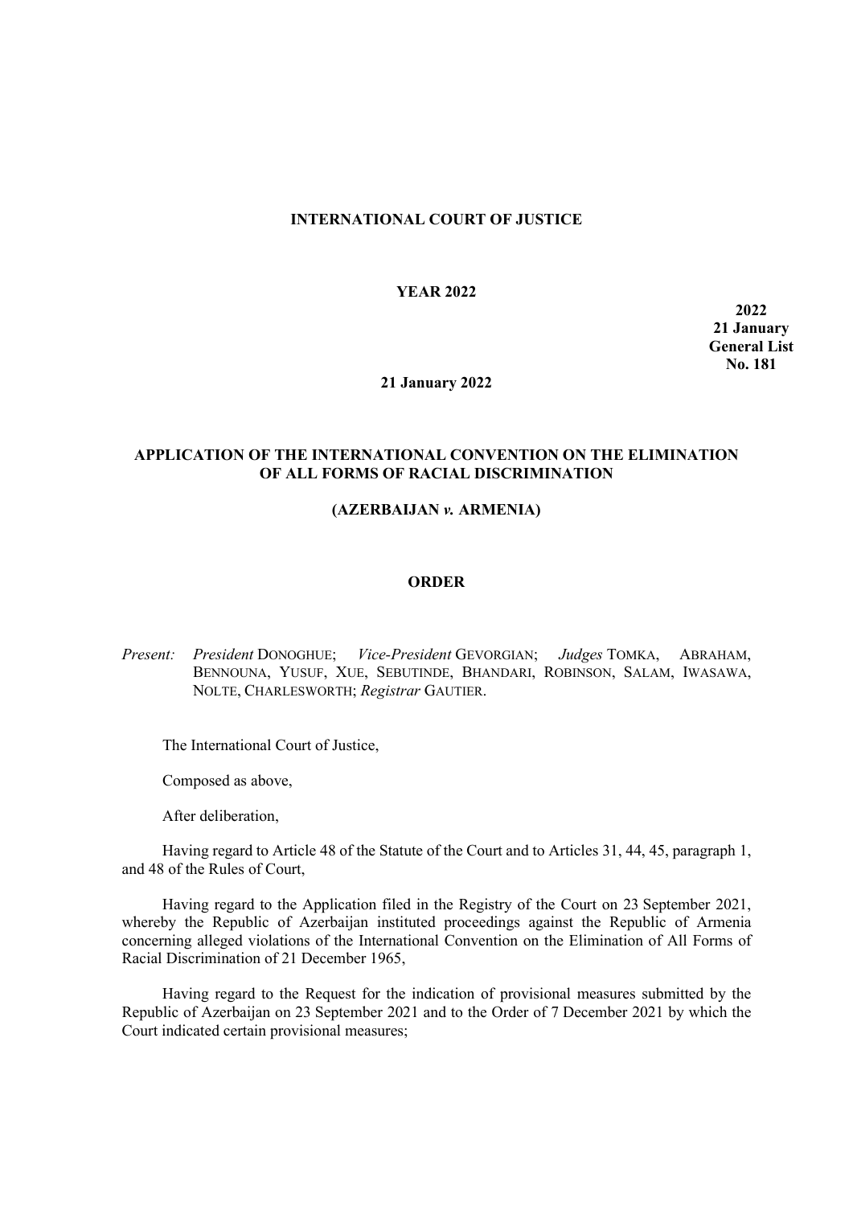**INTERNATIONAL COURT OF JUSTICE**

**YEAR 2022**

**2022**
**21 January**
**General List**
**No. 181**

**21 January 2022**

**APPLICATION OF THE INTERNATIONAL CONVENTION ON THE ELIMINATION OF ALL FORMS OF RACIAL DISCRIMINATION**

**(AZERBAIJAN *v.* ARMENIA)**

**ORDER**

*Present:* *President* DONOGHUE; *Vice-President* GEVORGIAN; *Judges* TOMKA, ABRAHAM, BENNOUNA, YUSUF, XUE, SEBUTINDE, BHANDARI, ROBINSON, SALAM, IWASAWA, NOLTE, CHARLESWORTH; *Registrar* GAUTIER.

The International Court of Justice,

Composed as above,

After deliberation,

Having regard to Article 48 of the Statute of the Court and to Articles 31, 44, 45, paragraph 1, and 48 of the Rules of Court,

Having regard to the Application filed in the Registry of the Court on 23 September 2021, whereby the Republic of Azerbaijan instituted proceedings against the Republic of Armenia concerning alleged violations of the International Convention on the Elimination of All Forms of Racial Discrimination of 21 December 1965,

Having regard to the Request for the indication of provisional measures submitted by the Republic of Azerbaijan on 23 September 2021 and to the Order of 7 December 2021 by which the Court indicated certain provisional measures;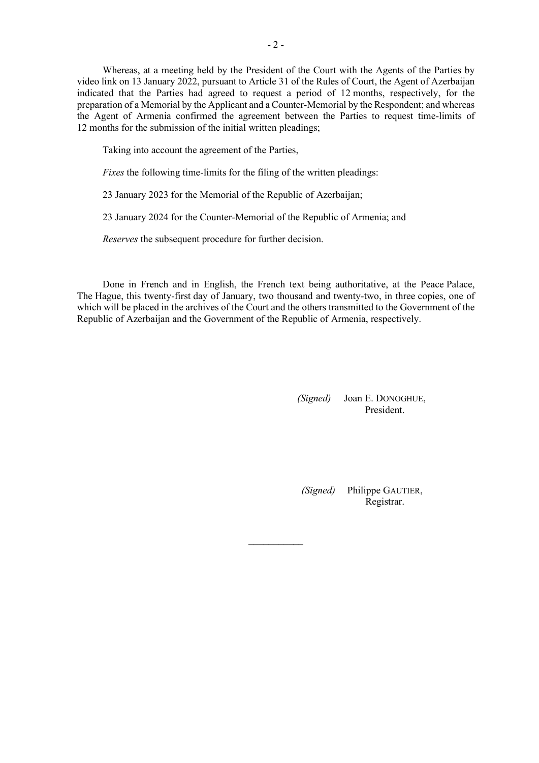Whereas, at a meeting held by the President of the Court with the Agents of the Parties by video link on 13 January 2022, pursuant to Article 31 of the Rules of Court, the Agent of Azerbaijan indicated that the Parties had agreed to request a period of 12 months, respectively, for the preparation of a Memorial by the Applicant and a Counter-Memorial by the Respondent; and whereas the Agent of Armenia confirmed the agreement between the Parties to request time-limits of 12 months for the submission of the initial written pleadings;

Taking into account the agreement of the Parties,

*Fixes* the following time-limits for the filing of the written pleadings:

23 January 2023 for the Memorial of the Republic of Azerbaijan;

23 January 2024 for the Counter-Memorial of the Republic of Armenia; and

*Reserves* the subsequent procedure for further decision.

Done in French and in English, the French text being authoritative, at the Peace Palace, The Hague, this twenty-first day of January, two thousand and twenty-two, in three copies, one of which will be placed in the archives of the Court and the others transmitted to the Government of the Republic of Azerbaijan and the Government of the Republic of Armenia, respectively.

*(Signed)* Joan E. DONOGHUE,
President.

*(Signed)* Philippe GAUTIER,
Registrar.

___________